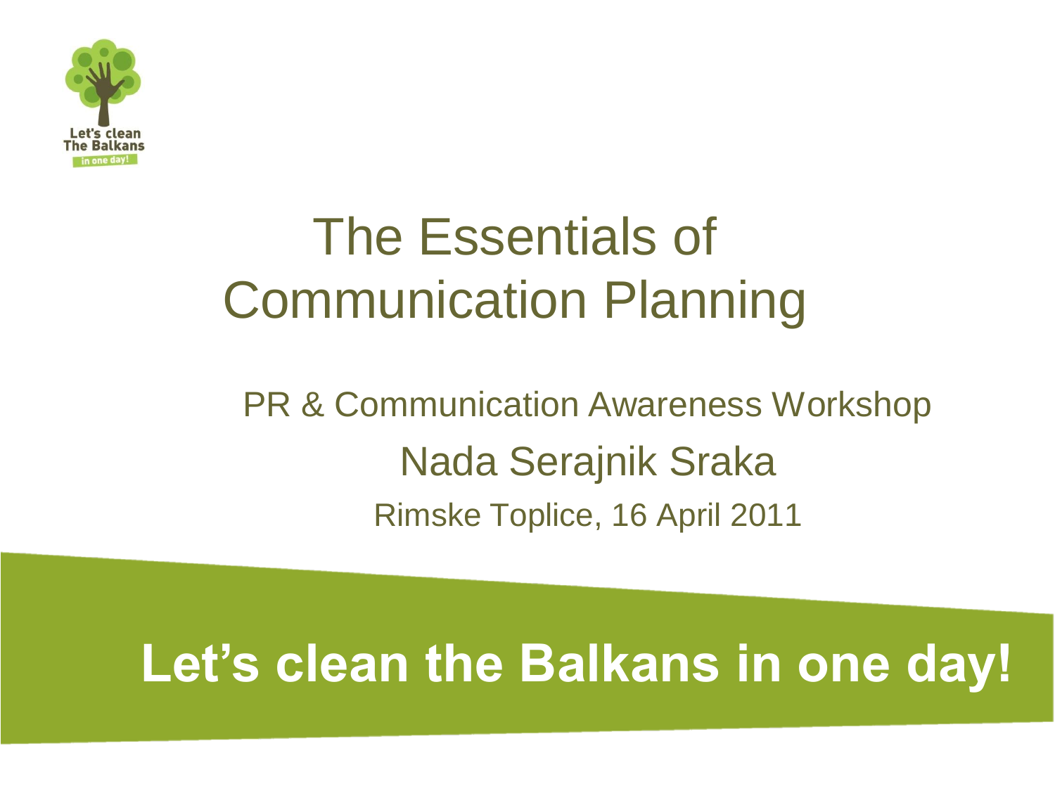# The Essentials of Communication Planning

PR & Communication Awareness Workshop

Nada Serajnik Sraka

Rimske Toplice, 16 April 2011

**Let's clean the Balkans in one day!**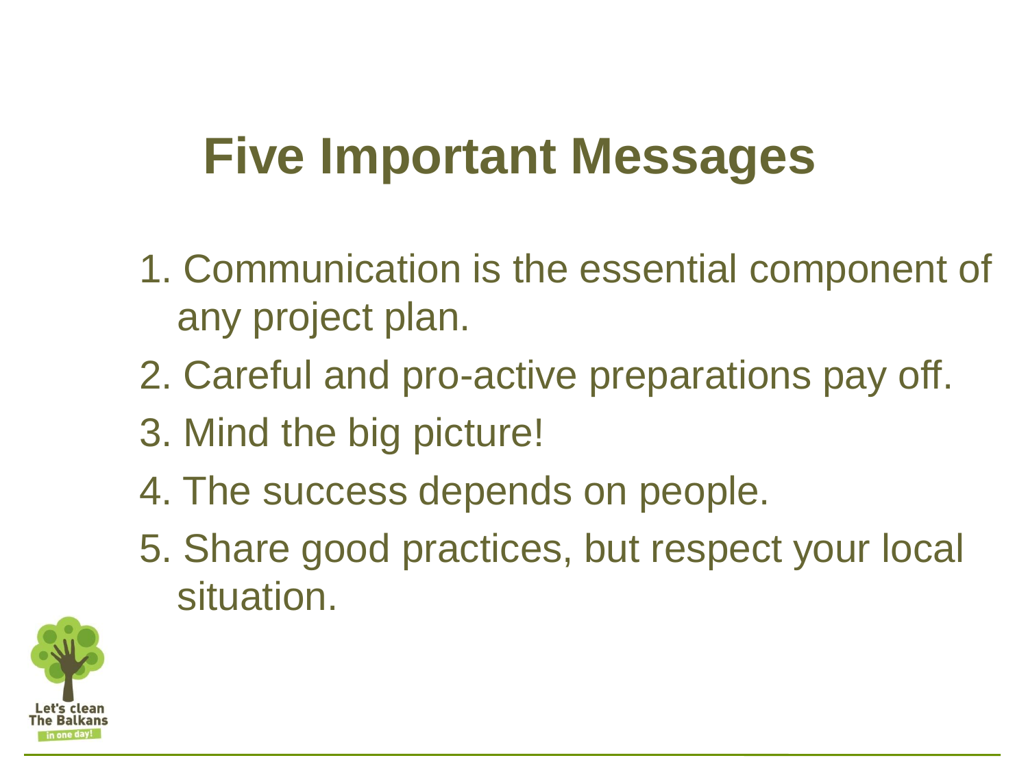# Five Important Messages

1. Communication is the essential component of any project plan.
2. Careful and pro-active preparations pay off.
3. Mind the big picture!
4. The success depends on people.
5. Share good practices, but respect your local situation.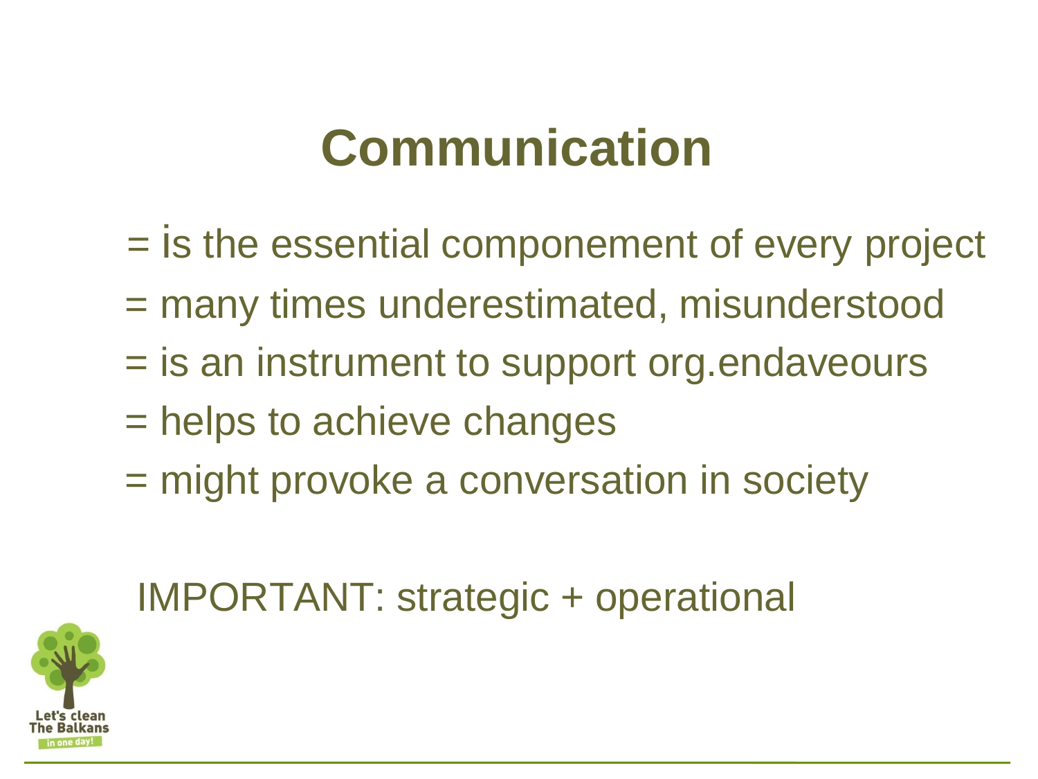# Communication

= is the essential componement of every project

= many times underestimated, misunderstood

= is an instrument to support org.endaveours

= helps to achieve changes

= might provoke a conversation in society

IMPORTANT: strategic + operational

Let's clean The Balkans in one day!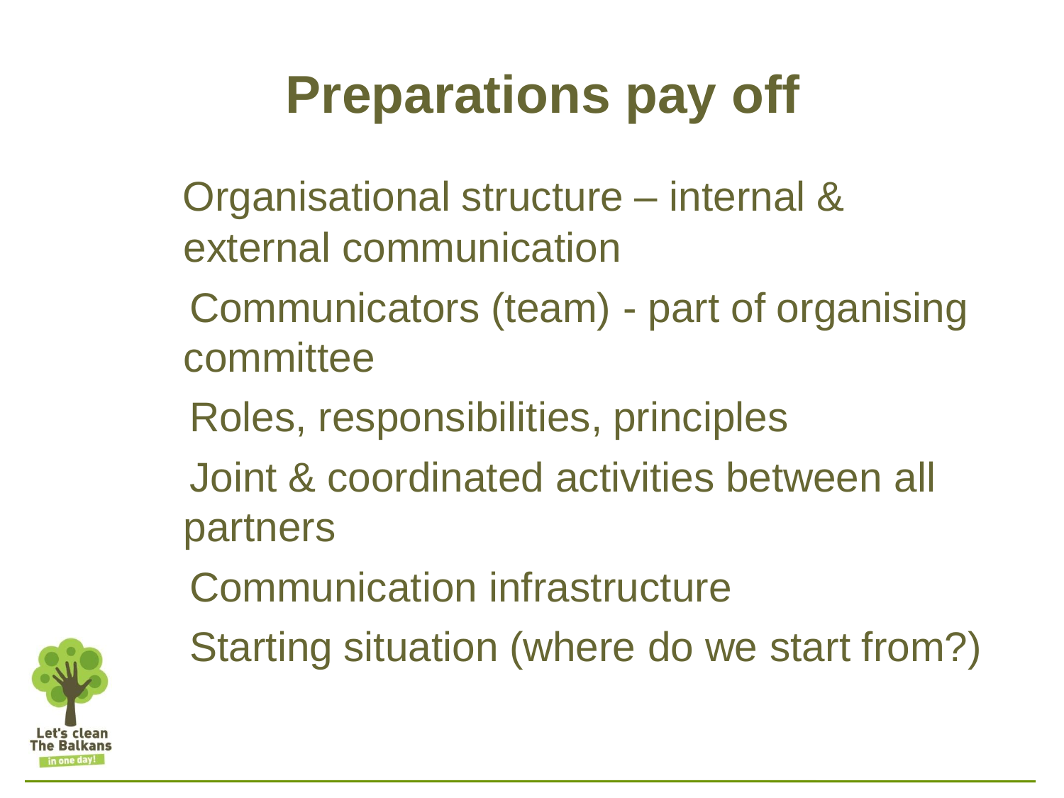# Preparations pay off

- Organisational structure – internal & external communication
- Communicators (team) - part of organising committee
- Roles, responsibilities, principles
- Joint & coordinated activities between all partners
- Communication infrastructure
- Starting situation (where do we start from?)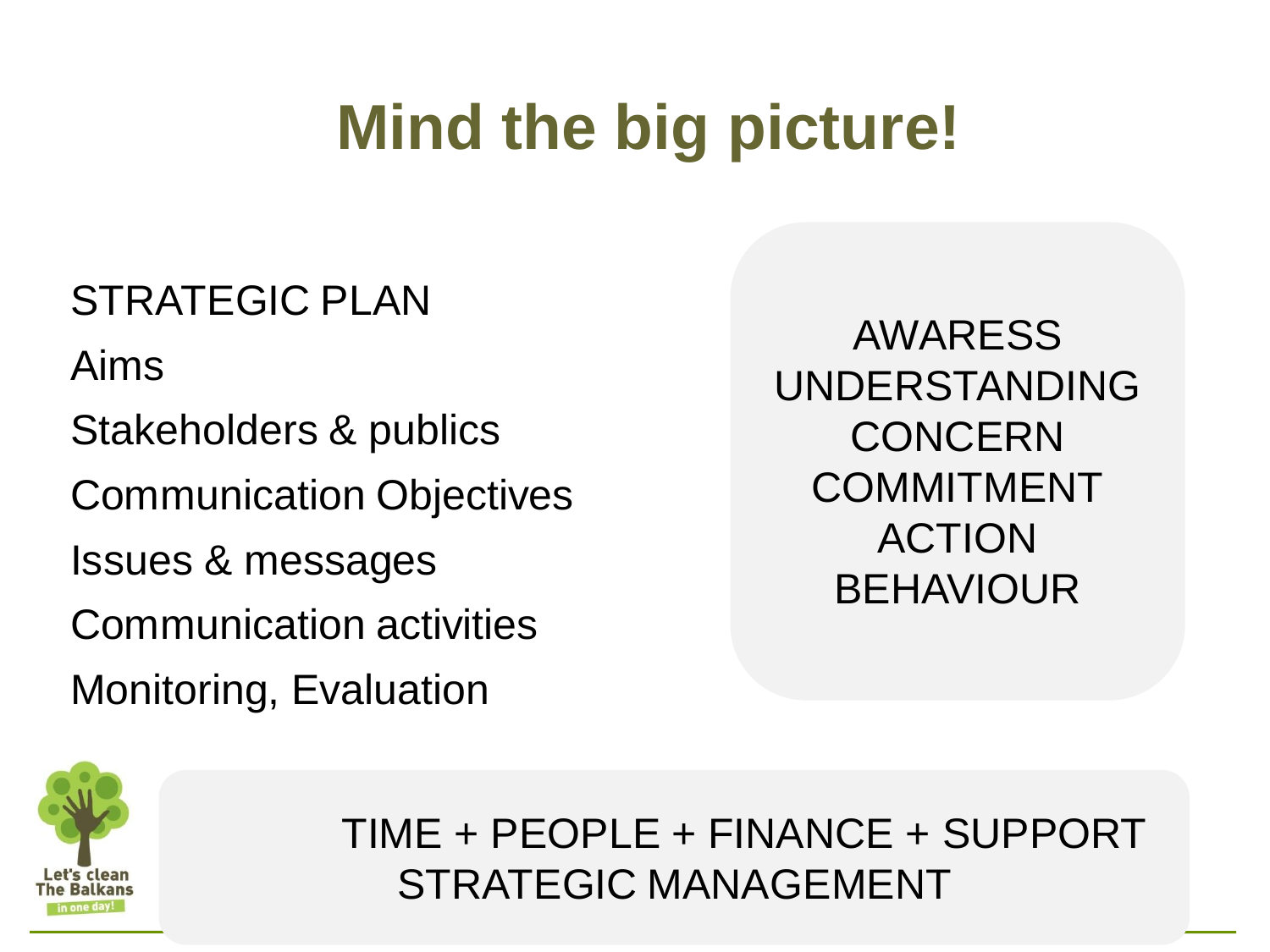# Mind the big picture!

STRATEGIC PLAN

Aims

Stakeholders & publics

Communication Objectives

Issues & messages

Communication activities

Monitoring, Evaluation

AWARESS
UNDERSTANDING
CONCERN
COMMITMENT
ACTION
BEHAVIOUR

TIME + PEOPLE + FINANCE + SUPPORT
STRATEGIC MANAGEMENT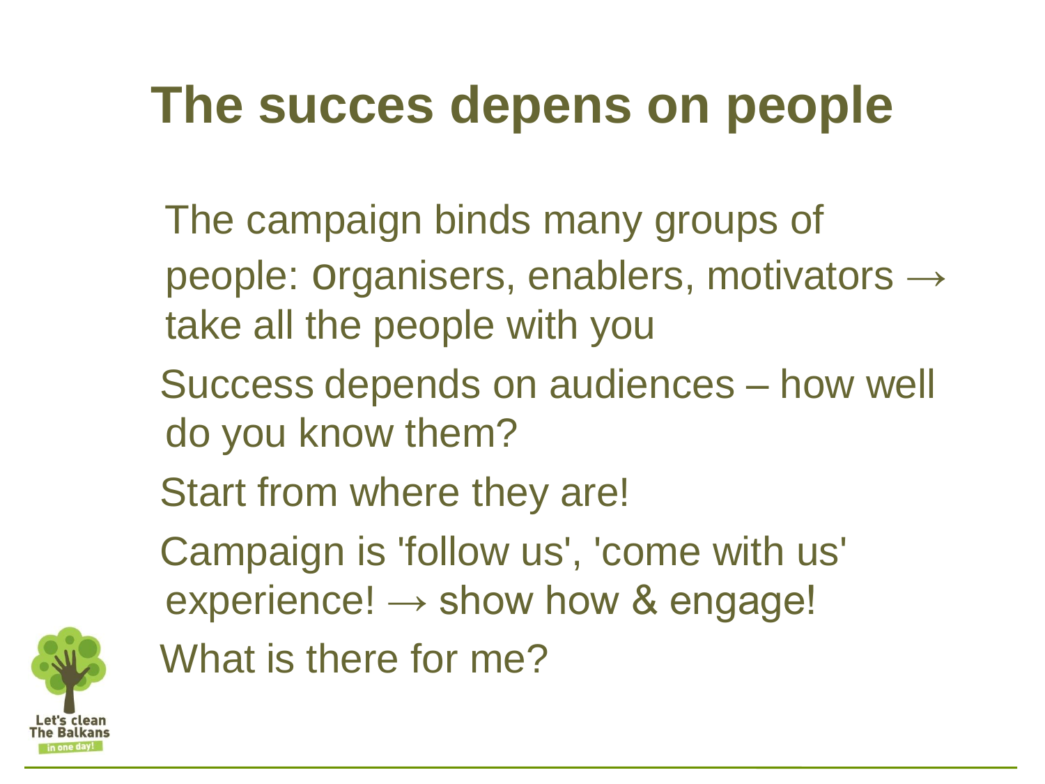# The succes depens on people

- The campaign binds many groups of people: organisers, enablers, motivators → take all the people with you
- Success depends on audiences – how well do you know them?
- Start from where they are!
- Campaign is 'follow us', 'come with us' experience! → show how & engage!
- What is there for me?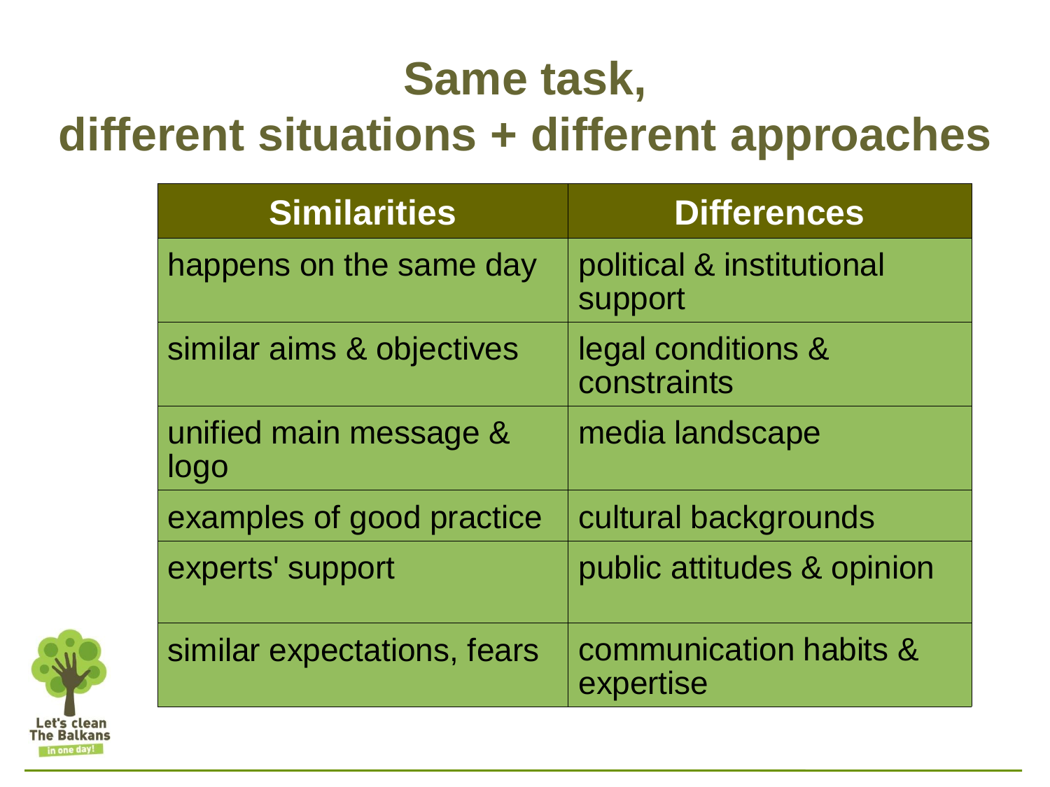# Same task, different situations + different approaches

| Similarities | Differences |
|---|---|
| happens on the same day | political & institutional support |
| similar aims & objectives | legal conditions & constraints |
| unified main message & logo | media landscape |
| examples of good practice | cultural backgrounds |
| experts' support | public attitudes & opinion |
| similar expectations, fears | communication habits & expertise |

Let's clean The Balkans in one day!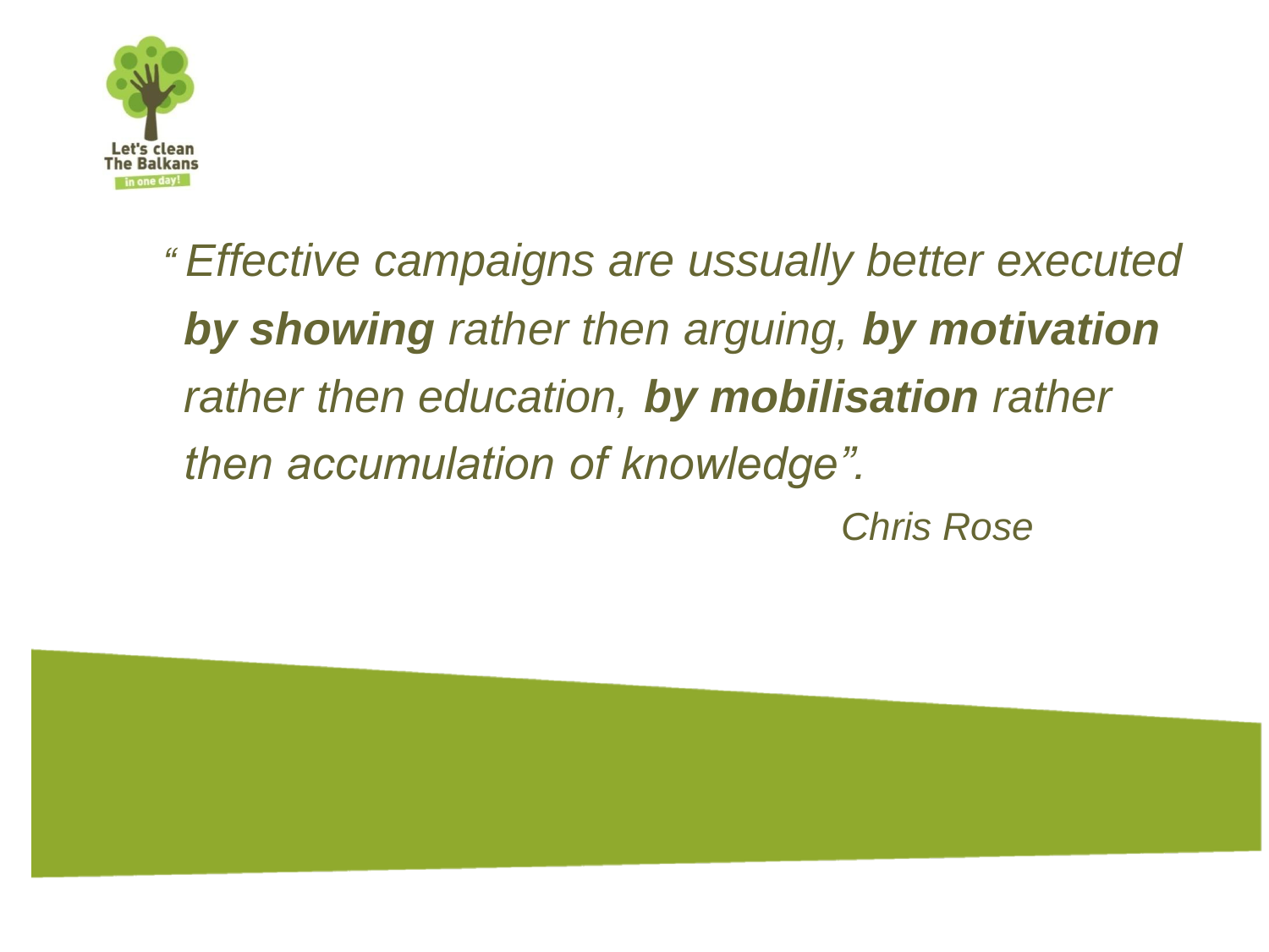Let's clean The Balkans in one day!

*"Effective campaigns are ussually better executed* ***by showing*** *rather then arguing,* ***by motivation*** *rather then education,* ***by mobilisation*** *rather then accumulation of knowledge".*

*Chris Rose*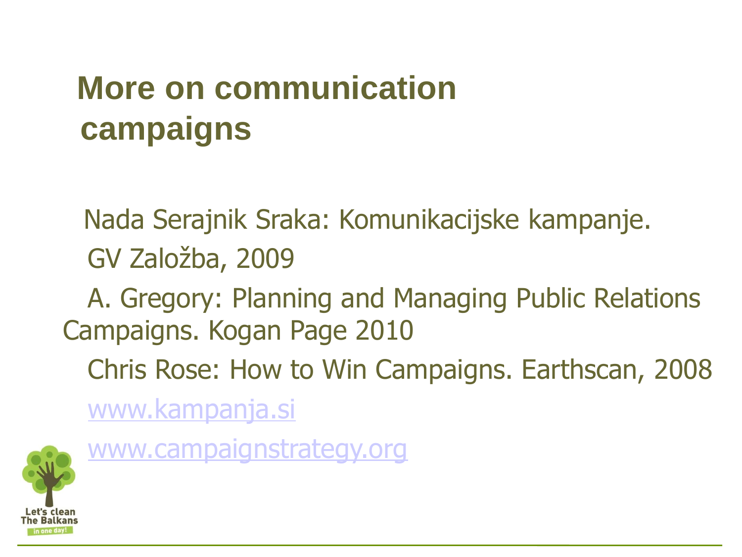# More on communication campaigns

Nada Serajnik Sraka: Komunikacijske kampanje. GV Založba, 2009

A. Gregory: Planning and Managing Public Relations Campaigns. Kogan Page 2010

Chris Rose: How to Win Campaigns. Earthscan, 2008

www.kampanja.si

www.campaignstrategy.org

Let's clean The Balkans in one day!